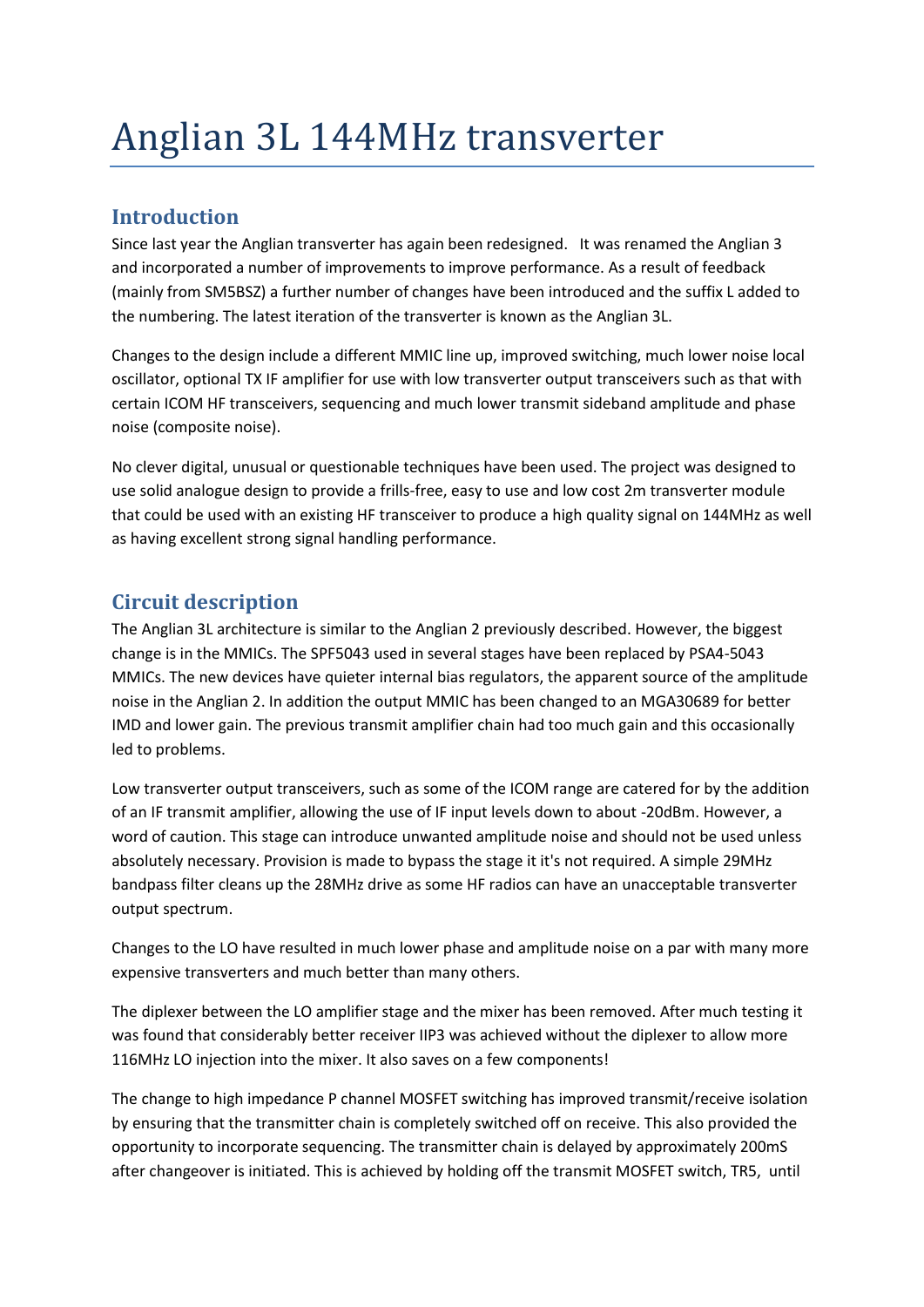# Anglian 3L 144MHz transverter

## Introduction

Since last year the Anglian transverter has again been redesigned. It was renamed the Anglian 3 and incorporated a number of improvements to improve performance. As a result of feedback (mainly from SM5BSZ) a further number of changes have been introduced and the suffix L added to the numbering. The latest iteration of the transverter is known as the Anglian 3L.

Changes to the design include a different MMIC line up, improved switching, much lower noise local oscillator, optional TX IF amplifier for use with low transverter output transceivers such as that with certain ICOM HF transceivers, sequencing and much lower transmit sideband amplitude and phase noise (composite noise).

No clever digital, unusual or questionable techniques have been used. The project was designed to use solid analogue design to provide a frills-free, easy to use and low cost 2m transverter module that could be used with an existing HF transceiver to produce a high quality signal on 144MHz as well as having excellent strong signal handling performance.

## Circuit description

The Anglian 3L architecture is similar to the Anglian 2 previously described. However, the biggest change is in the MMICs. The SPF5043 used in several stages have been replaced by PSA4-5043 MMICs. The new devices have quieter internal bias regulators, the apparent source of the amplitude noise in the Anglian 2. In addition the output MMIC has been changed to an MGA30689 for better IMD and lower gain. The previous transmit amplifier chain had too much gain and this occasionally led to problems.

Low transverter output transceivers, such as some of the ICOM range are catered for by the addition of an IF transmit amplifier, allowing the use of IF input levels down to about -20dBm. However, a word of caution. This stage can introduce unwanted amplitude noise and should not be used unless absolutely necessary. Provision is made to bypass the stage it it's not required. A simple 29MHz bandpass filter cleans up the 28MHz drive as some HF radios can have an unacceptable transverter output spectrum.

Changes to the LO have resulted in much lower phase and amplitude noise on a par with many more expensive transverters and much better than many others.

The diplexer between the LO amplifier stage and the mixer has been removed. After much testing it was found that considerably better receiver IIP3 was achieved without the diplexer to allow more 116MHz LO injection into the mixer. It also saves on a few components!

The change to high impedance P channel MOSFET switching has improved transmit/receive isolation by ensuring that the transmitter chain is completely switched off on receive. This also provided the opportunity to incorporate sequencing. The transmitter chain is delayed by approximately 200mS after changeover is initiated. This is achieved by holding off the transmit MOSFET switch, TR5, until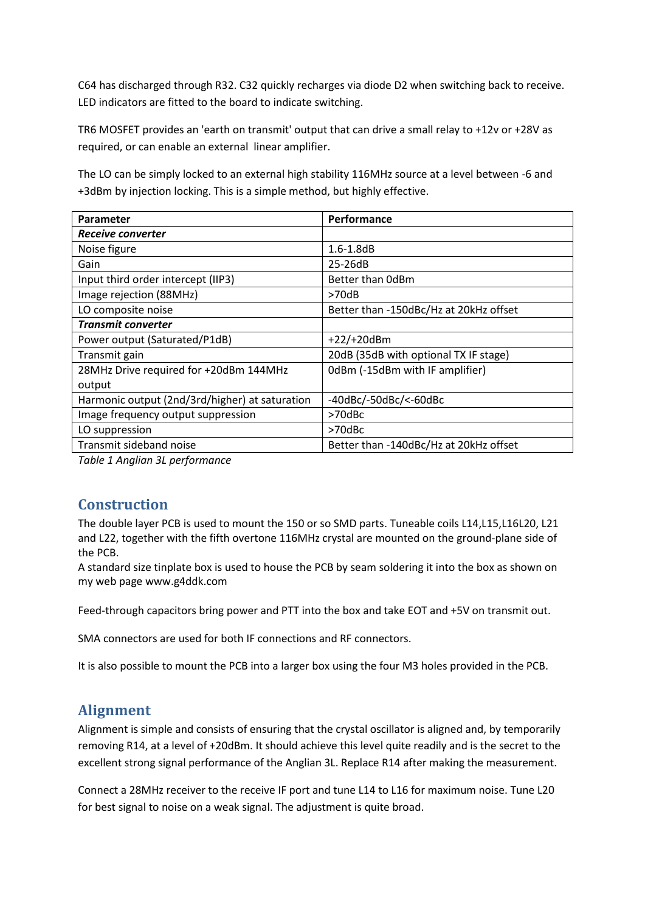C64 has discharged through R32. C32 quickly recharges via diode D2 when switching back to receive. LED indicators are fitted to the board to indicate switching.

TR6 MOSFET provides an 'earth on transmit' output that can drive a small relay to +12v or +28V as required, or can enable an external linear amplifier.

The LO can be simply locked to an external high stability 116MHz source at a level between -6 and +3dBm by injection locking. This is a simple method, but highly effective.

| Parameter | Performance |
|---|---|
| ***Receive converter*** | |
| Noise figure | 1.6-1.8dB |
| Gain | 25-26dB |
| Input third order intercept (IIP3) | Better than 0dBm |
| Image rejection (88MHz) | >70dB |
| LO composite noise | Better than -150dBc/Hz at 20kHz offset |
| ***Transmit converter*** | |
| Power output (Saturated/P1dB) | +22/+20dBm |
| Transmit gain | 20dB (35dB with optional TX IF stage) |
| 28MHz Drive required for +20dBm 144MHz output | 0dBm (-15dBm with IF amplifier) |
| Harmonic output (2nd/3rd/higher) at saturation | -40dBc/-50dBc/<-60dBc |
| Image frequency output suppression | >70dBc |
| LO suppression | >70dBc |
| Transmit sideband noise | Better than -140dBc/Hz at 20kHz offset |

*Table 1 Anglian 3L performance*

## Construction

The double layer PCB is used to mount the 150 or so SMD parts. Tuneable coils L14,L15,L16L20, L21 and L22, together with the fifth overtone 116MHz crystal are mounted on the ground-plane side of the PCB.
A standard size tinplate box is used to house the PCB by seam soldering it into the box as shown on my web page www.g4ddk.com

Feed-through capacitors bring power and PTT into the box and take EOT and +5V on transmit out.

SMA connectors are used for both IF connections and RF connectors.

It is also possible to mount the PCB into a larger box using the four M3 holes provided in the PCB.

## Alignment

Alignment is simple and consists of ensuring that the crystal oscillator is aligned and, by temporarily removing R14, at a level of +20dBm. It should achieve this level quite readily and is the secret to the excellent strong signal performance of the Anglian 3L. Replace R14 after making the measurement.

Connect a 28MHz receiver to the receive IF port and tune L14 to L16 for maximum noise. Tune L20 for best signal to noise on a weak signal. The adjustment is quite broad.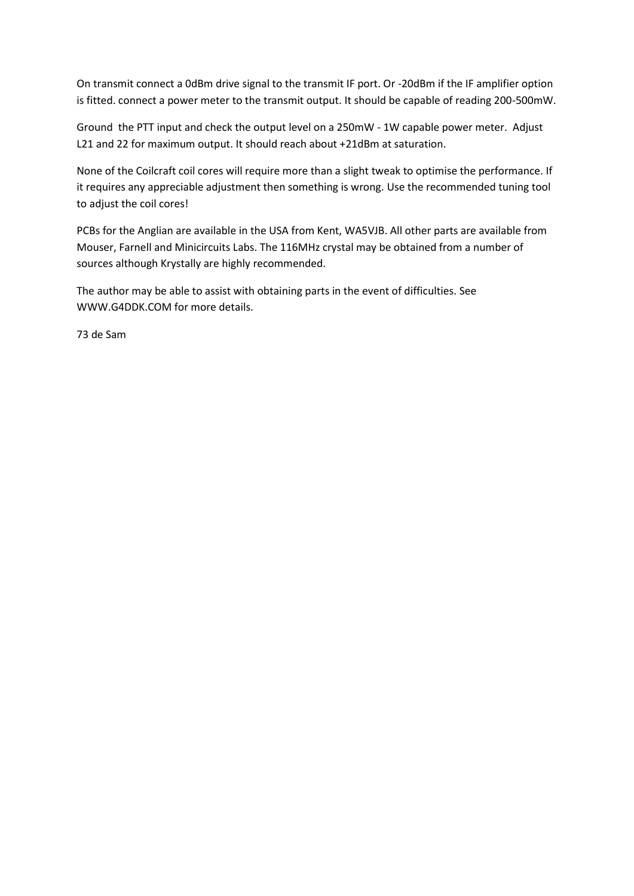On transmit connect a 0dBm drive signal to the transmit IF port. Or -20dBm if the IF amplifier option is fitted. connect a power meter to the transmit output. It should be capable of reading 200-500mW.

Ground  the PTT input and check the output level on a 250mW - 1W capable power meter.  Adjust L21 and 22 for maximum output. It should reach about +21dBm at saturation.

None of the Coilcraft coil cores will require more than a slight tweak to optimise the performance. If it requires any appreciable adjustment then something is wrong. Use the recommended tuning tool to adjust the coil cores!

PCBs for the Anglian are available in the USA from Kent, WA5VJB. All other parts are available from Mouser, Farnell and Minicircuits Labs. The 116MHz crystal may be obtained from a number of sources although Krystally are highly recommended.

The author may be able to assist with obtaining parts in the event of difficulties. See WWW.G4DDK.COM for more details.

73 de Sam